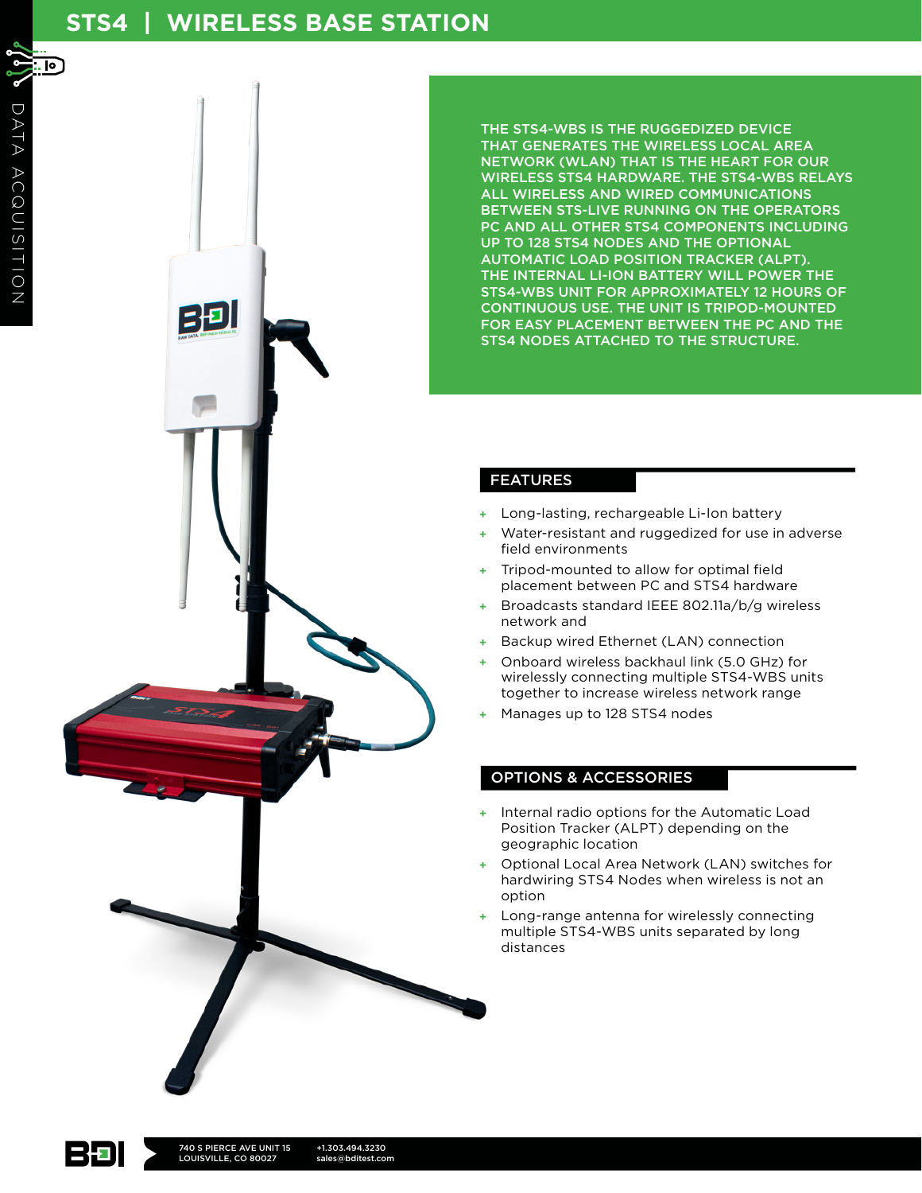# STS4 | WIRELESS BASE STATION

DATA ACQUISITION

THE STS4-WBS IS THE RUGGEDIZED DEVICE THAT GENERATES THE WIRELESS LOCAL AREA NETWORK (WLAN) THAT IS THE HEART FOR OUR WIRELESS STS4 HARDWARE. THE STS4-WBS RELAYS ALL WIRELESS AND WIRED COMMUNICATIONS BETWEEN STS-LIVE RUNNING ON THE OPERATORS PC AND ALL OTHER STS4 COMPONENTS INCLUDING UP TO 128 STS4 NODES AND THE OPTIONAL AUTOMATIC LOAD POSITION TRACKER (ALPT). THE INTERNAL LI-ION BATTERY WILL POWER THE STS4-WBS UNIT FOR APPROXIMATELY 12 HOURS OF CONTINUOUS USE. THE UNIT IS TRIPOD-MOUNTED FOR EASY PLACEMENT BETWEEN THE PC AND THE STS4 NODES ATTACHED TO THE STRUCTURE.

## FEATURES

+ Long-lasting, rechargeable Li-Ion battery
+ Water-resistant and ruggedized for use in adverse field environments
+ Tripod-mounted to allow for optimal field placement between PC and STS4 hardware
+ Broadcasts standard IEEE 802.11a/b/g wireless network and
+ Backup wired Ethernet (LAN) connection
+ Onboard wireless backhaul link (5.0 GHz) for wirelessly connecting multiple STS4-WBS units together to increase wireless network range
+ Manages up to 128 STS4 nodes

## OPTIONS & ACCESSORIES

+ Internal radio options for the Automatic Load Position Tracker (ALPT) depending on the geographic location
+ Optional Local Area Network (LAN) switches for hardwiring STS4 Nodes when wireless is not an option
+ Long-range antenna for wirelessly connecting multiple STS4-WBS units separated by long distances

740 S PIERCE AVE UNIT 15
LOUISVILLE, CO 80027

+1.303.494.3230
sales@bditest.com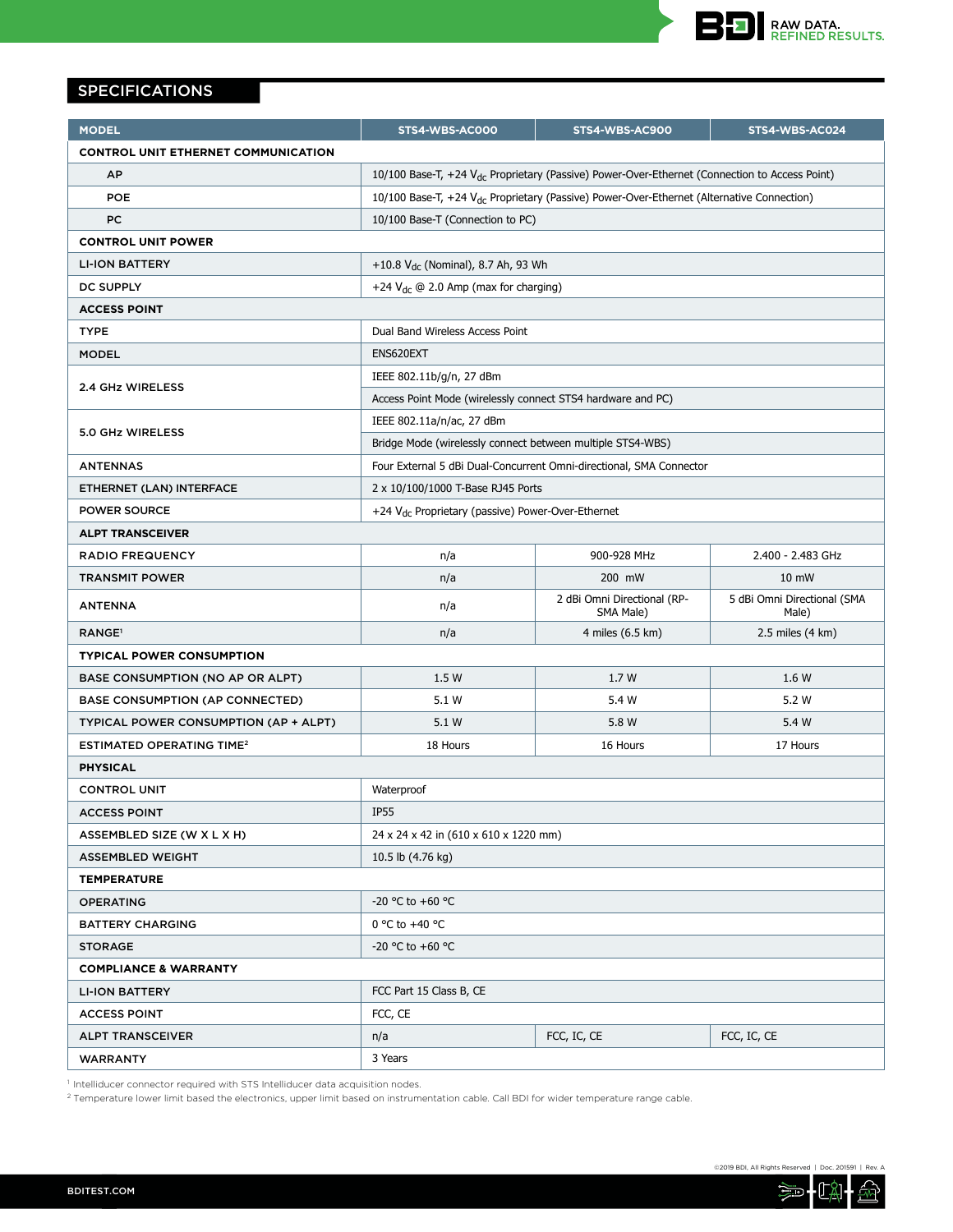## SPECIFICATIONS

| MODEL | STS4-WBS-AC000 | STS4-WBS-AC900 | STS4-WBS-AC024 |
|---|---|---|---|
| **CONTROL UNIT ETHERNET COMMUNICATION** | | | |
| AP | 10/100 Base-T, +24 $V_{dc}$ Proprietary (Passive) Power-Over-Ethernet (Connection to Access Point) | | |
| POE | 10/100 Base-T, +24 $V_{dc}$ Proprietary (Passive) Power-Over-Ethernet (Alternative Connection) | | |
| PC | 10/100 Base-T (Connection to PC) | | |
| **CONTROL UNIT POWER** | | | |
| LI-ION BATTERY | +10.8 $V_{dc}$ (Nominal), 8.7 Ah, 93 Wh | | |
| DC SUPPLY | +24 $V_{dc}$ @ 2.0 Amp (max for charging) | | |
| **ACCESS POINT** | | | |
| TYPE | Dual Band Wireless Access Point | | |
| MODEL | ENS620EXT | | |
| 2.4 GHz WIRELESS | IEEE 802.11b/g/n, 27 dBm | | |
| | Access Point Mode (wirelessly connect STS4 hardware and PC) | | |
| 5.0 GHz WIRELESS | IEEE 802.11a/n/ac, 27 dBm | | |
| | Bridge Mode (wirelessly connect between multiple STS4-WBS) | | |
| ANTENNAS | Four External 5 dBi Dual-Concurrent Omni-directional, SMA Connector | | |
| ETHERNET (LAN) INTERFACE | 2 x 10/100/1000 T-Base RJ45 Ports | | |
| POWER SOURCE | +24 $V_{dc}$ Proprietary (passive) Power-Over-Ethernet | | |
| **ALPT TRANSCEIVER** | | | |
| RADIO FREQUENCY | n/a | 900-928 MHz | 2.400 - 2.483 GHz |
| TRANSMIT POWER | n/a | 200 mW | 10 mW |
| ANTENNA | n/a | 2 dBi Omni Directional (RP-SMA Male) | 5 dBi Omni Directional (SMA Male) |
| RANGE[1] | n/a | 4 miles (6.5 km) | 2.5 miles (4 km) |
| **TYPICAL POWER CONSUMPTION** | | | |
| BASE CONSUMPTION (NO AP OR ALPT) | 1.5 W | 1.7 W | 1.6 W |
| BASE CONSUMPTION (AP CONNECTED) | 5.1 W | 5.4 W | 5.2 W |
| TYPICAL POWER CONSUMPTION (AP + ALPT) | 5.1 W | 5.8 W | 5.4 W |
| ESTIMATED OPERATING TIME[2] | 18 Hours | 16 Hours | 17 Hours |
| **PHYSICAL** | | | |
| CONTROL UNIT | Waterproof | | |
| ACCESS POINT | IP55 | | |
| ASSEMBLED SIZE (W X L X H) | 24 x 24 x 42 in (610 x 610 x 1220 mm) | | |
| ASSEMBLED WEIGHT | 10.5 lb (4.76 kg) | | |
| **TEMPERATURE** | | | |
| OPERATING | -20 °C to +60 °C | | |
| BATTERY CHARGING | 0 °C to +40 °C | | |
| STORAGE | -20 °C to +60 °C | | |
| **COMPLIANCE & WARRANTY** | | | |
| LI-ION BATTERY | FCC Part 15 Class B, CE | | |
| ACCESS POINT | FCC, CE | | |
| ALPT TRANSCEIVER | n/a | FCC, IC, CE | FCC, IC, CE |
| WARRANTY | 3 Years | | |

[1] Intellilducer connector required with STS Intellilducer data acquisition nodes.
[2] Temperature lower limit based the electronics, upper limit based on instrumentation cable. Call BDI for wider temperature range cable.

©2019 BDI, All Rights Reserved | Doc. 201591 | Rev. A